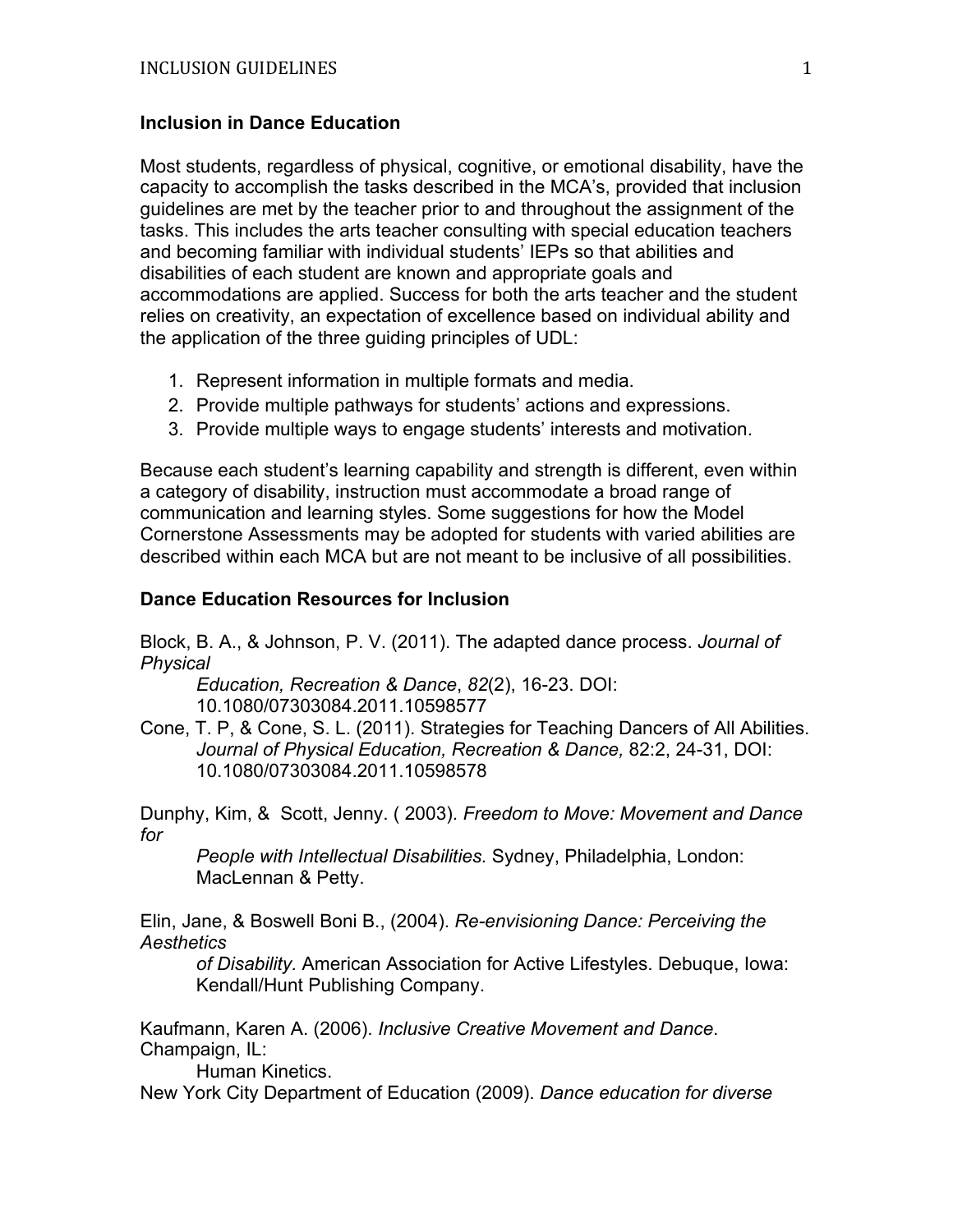## Inclusion in Dance Education

Most students, regardless of physical, cognitive, or emotional disability, have the capacity to accomplish the tasks described in the MCA's, provided that inclusion guidelines are met by the teacher prior to and throughout the assignment of the tasks. This includes the arts teacher consulting with special education teachers and becoming familiar with individual students' IEPs so that abilities and disabilities of each student are known and appropriate goals and accommodations are applied. Success for both the arts teacher and the student relies on creativity, an expectation of excellence based on individual ability and the application of the three guiding principles of UDL:

1. Represent information in multiple formats and media.
2. Provide multiple pathways for students' actions and expressions.
3. Provide multiple ways to engage students' interests and motivation.

Because each student's learning capability and strength is different, even within a category of disability, instruction must accommodate a broad range of communication and learning styles. Some suggestions for how the Model Cornerstone Assessments may be adopted for students with varied abilities are described within each MCA but are not meant to be inclusive of all possibilities.

## Dance Education Resources for Inclusion

Block, B. A., & Johnson, P. V. (2011). The adapted dance process. *Journal of Physical Education, Recreation & Dance*, *82*(2), 16-23. DOI: 10.1080/07303084.2011.10598577

Cone, T. P, & Cone, S. L. (2011). Strategies for Teaching Dancers of All Abilities. *Journal of Physical Education, Recreation & Dance,* 82:2, 24-31, DOI: 10.1080/07303084.2011.10598578

Dunphy, Kim, & Scott, Jenny. ( 2003). *Freedom to Move: Movement and Dance for People with Intellectual Disabilities.* Sydney, Philadelphia, London: MacLennan & Petty.

Elin, Jane, & Boswell Boni B., (2004). *Re-envisioning Dance: Perceiving the Aesthetics of Disability.* American Association for Active Lifestyles. Debuque, Iowa: Kendall/Hunt Publishing Company.

Kaufmann, Karen A. (2006). *Inclusive Creative Movement and Dance*. Champaign, IL: Human Kinetics.

New York City Department of Education (2009). *Dance education for diverse*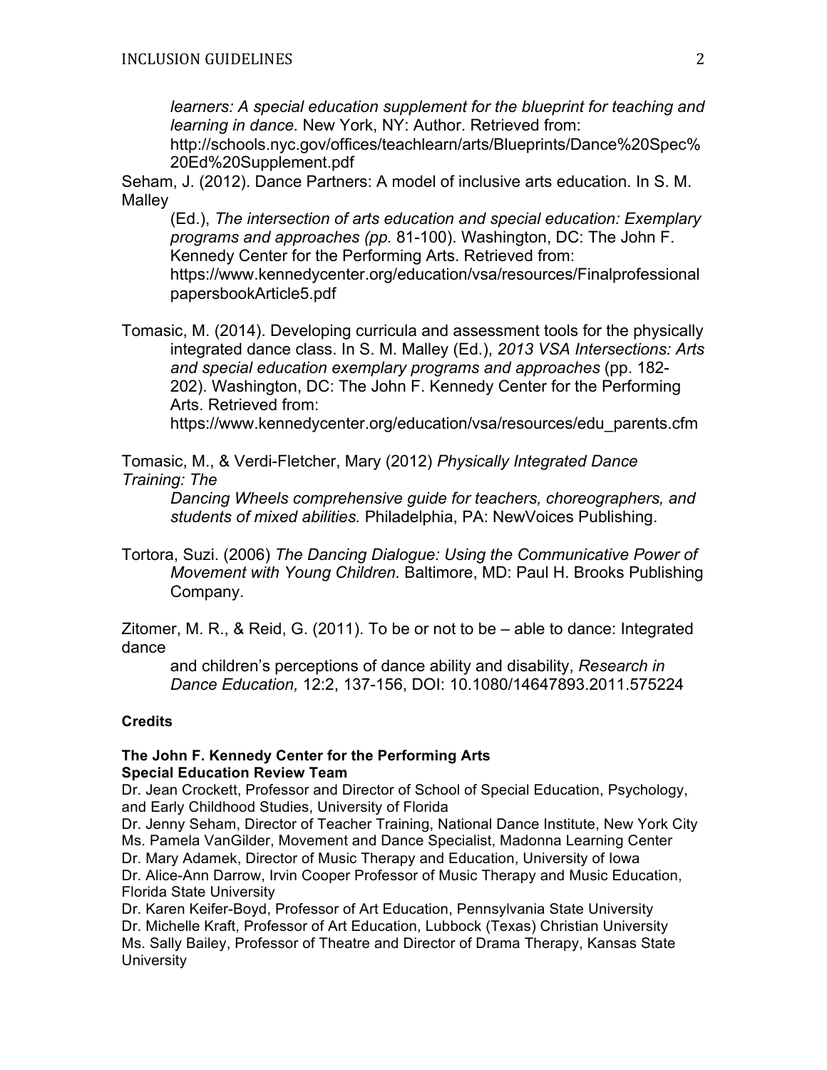*learners: A special education supplement for the blueprint for teaching and learning in dance.* New York, NY: Author. Retrieved from: http://schools.nyc.gov/offices/teachlearn/arts/Blueprints/Dance%20Spec%20Ed%20Supplement.pdf

Seham, J. (2012). Dance Partners: A model of inclusive arts education. In S. M. Malley (Ed.), *The intersection of arts education and special education: Exemplary programs and approaches (pp.* 81-100). Washington, DC: The John F. Kennedy Center for the Performing Arts. Retrieved from: https://www.kennedycenter.org/education/vsa/resources/FinalprofessionalpapersbookArticle5.pdf

Tomasic, M. (2014). Developing curricula and assessment tools for the physically integrated dance class. In S. M. Malley (Ed.), *2013 VSA Intersections: Arts and special education exemplary programs and approaches* (pp. 182-202). Washington, DC: The John F. Kennedy Center for the Performing Arts. Retrieved from: https://www.kennedycenter.org/education/vsa/resources/edu_parents.cfm

Tomasic, M., & Verdi-Fletcher, Mary (2012) *Physically Integrated Dance Training: The Dancing Wheels comprehensive guide for teachers, choreographers, and students of mixed abilities.* Philadelphia, PA: NewVoices Publishing.

Tortora, Suzi. (2006) *The Dancing Dialogue: Using the Communicative Power of Movement with Young Children.* Baltimore, MD: Paul H. Brooks Publishing Company.

Zitomer, M. R., & Reid, G. (2011). To be or not to be – able to dance: Integrated dance and children's perceptions of dance ability and disability, *Research in Dance Education,* 12:2, 137-156, DOI: 10.1080/14647893.2011.575224

**Credits**

**The John F. Kennedy Center for the Performing Arts**
**Special Education Review Team**

Dr. Jean Crockett, Professor and Director of School of Special Education, Psychology, and Early Childhood Studies, University of Florida
Dr. Jenny Seham, Director of Teacher Training, National Dance Institute, New York City
Ms. Pamela VanGilder, Movement and Dance Specialist, Madonna Learning Center
Dr. Mary Adamek, Director of Music Therapy and Education, University of Iowa
Dr. Alice-Ann Darrow, Irvin Cooper Professor of Music Therapy and Music Education, Florida State University
Dr. Karen Keifer-Boyd, Professor of Art Education, Pennsylvania State University
Dr. Michelle Kraft, Professor of Art Education, Lubbock (Texas) Christian University
Ms. Sally Bailey, Professor of Theatre and Director of Drama Therapy, Kansas State University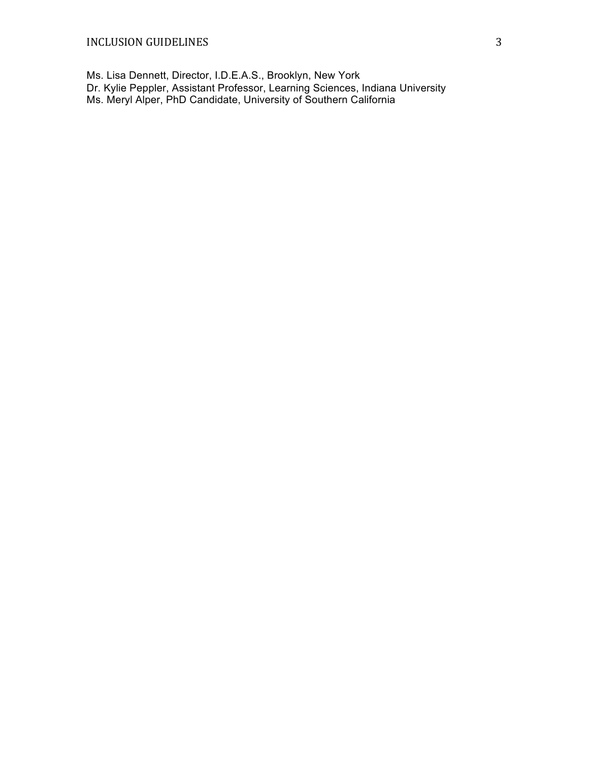Ms. Lisa Dennett, Director, I.D.E.A.S., Brooklyn, New York
Dr. Kylie Peppler, Assistant Professor, Learning Sciences, Indiana University
Ms. Meryl Alper, PhD Candidate, University of Southern California